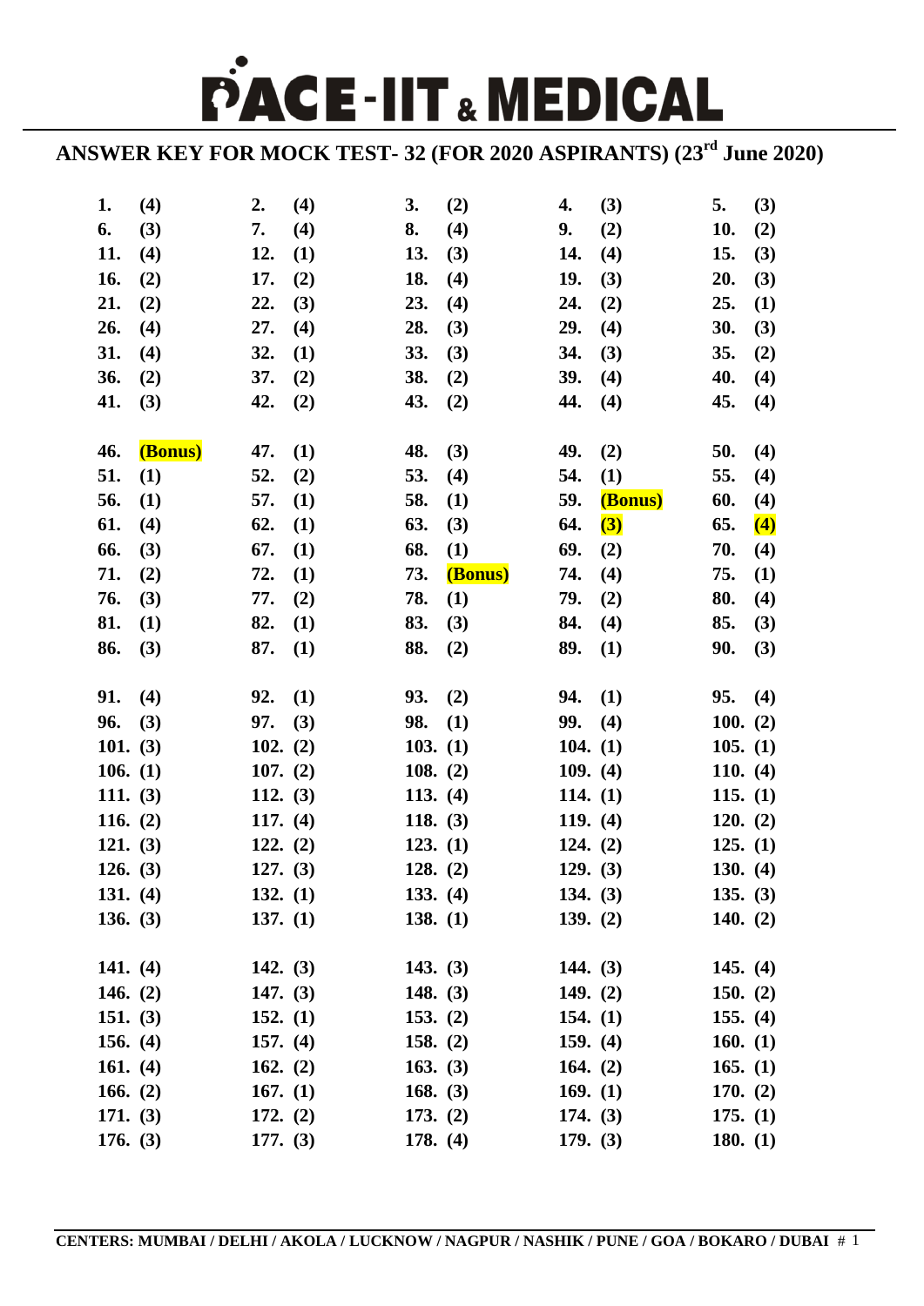# PACE-IIT & MEDICAL

## ANSWER KEY FOR MOCK TEST- 32 (FOR 2020 ASPIRANTS) (23rd June 2020)

| | | | | |
|---|---|---|---|---|
| **1. (4)** | **2. (4)** | **3. (2)** | **4. (3)** | **5. (3)** |
| **6. (3)** | **7. (4)** | **8. (4)** | **9. (2)** | **10. (2)** |
| **11. (4)** | **12. (1)** | **13. (3)** | **14. (4)** | **15. (3)** |
| **16. (2)** | **17. (2)** | **18. (4)** | **19. (3)** | **20. (3)** |
| **21. (2)** | **22. (3)** | **23. (4)** | **24. (2)** | **25. (1)** |
| **26. (4)** | **27. (4)** | **28. (3)** | **29. (4)** | **30. (3)** |
| **31. (4)** | **32. (1)** | **33. (3)** | **34. (3)** | **35. (2)** |
| **36. (2)** | **37. (2)** | **38. (2)** | **39. (4)** | **40. (4)** |
| **41. (3)** | **42. (2)** | **43. (2)** | **44. (4)** | **45. (4)** |
| **46. (Bonus)** | **47. (1)** | **48. (3)** | **49. (2)** | **50. (4)** |
| **51. (1)** | **52. (2)** | **53. (4)** | **54. (1)** | **55. (4)** |
| **56. (1)** | **57. (1)** | **58. (1)** | **59. (Bonus)** | **60. (4)** |
| **61. (4)** | **62. (1)** | **63. (3)** | **64. (3)** | **65. (4)** |
| **66. (3)** | **67. (1)** | **68. (1)** | **69. (2)** | **70. (4)** |
| **71. (2)** | **72. (1)** | **73. (Bonus)** | **74. (4)** | **75. (1)** |
| **76. (3)** | **77. (2)** | **78. (1)** | **79. (2)** | **80. (4)** |
| **81. (1)** | **82. (1)** | **83. (3)** | **84. (4)** | **85. (3)** |
| **86. (3)** | **87. (1)** | **88. (2)** | **89. (1)** | **90. (3)** |
| **91. (4)** | **92. (1)** | **93. (2)** | **94. (1)** | **95. (4)** |
| **96. (3)** | **97. (3)** | **98. (1)** | **99. (4)** | **100. (2)** |
| **101. (3)** | **102. (2)** | **103. (1)** | **104. (1)** | **105. (1)** |
| **106. (1)** | **107. (2)** | **108. (2)** | **109. (4)** | **110. (4)** |
| **111. (3)** | **112. (3)** | **113. (4)** | **114. (1)** | **115. (1)** |
| **116. (2)** | **117. (4)** | **118. (3)** | **119. (4)** | **120. (2)** |
| **121. (3)** | **122. (2)** | **123. (1)** | **124. (2)** | **125. (1)** |
| **126. (3)** | **127. (3)** | **128. (2)** | **129. (3)** | **130. (4)** |
| **131. (4)** | **132. (1)** | **133. (4)** | **134. (3)** | **135. (3)** |
| **136. (3)** | **137. (1)** | **138. (1)** | **139. (2)** | **140. (2)** |
| **141. (4)** | **142. (3)** | **143. (3)** | **144. (3)** | **145. (4)** |
| **146. (2)** | **147. (3)** | **148. (3)** | **149. (2)** | **150. (2)** |
| **151. (3)** | **152. (1)** | **153. (2)** | **154. (1)** | **155. (4)** |
| **156. (4)** | **157. (4)** | **158. (2)** | **159. (4)** | **160. (1)** |
| **161. (4)** | **162. (2)** | **163. (3)** | **164. (2)** | **165. (1)** |
| **166. (2)** | **167. (1)** | **168. (3)** | **169. (1)** | **170. (2)** |
| **171. (3)** | **172. (2)** | **173. (2)** | **174. (3)** | **175. (1)** |
| **176. (3)** | **177. (3)** | **178. (4)** | **179. (3)** | **180. (1)** |

**CENTERS: MUMBAI / DELHI / AKOLA / LUCKNOW / NAGPUR / NASHIK / PUNE / GOA / BOKARO / DUBAI**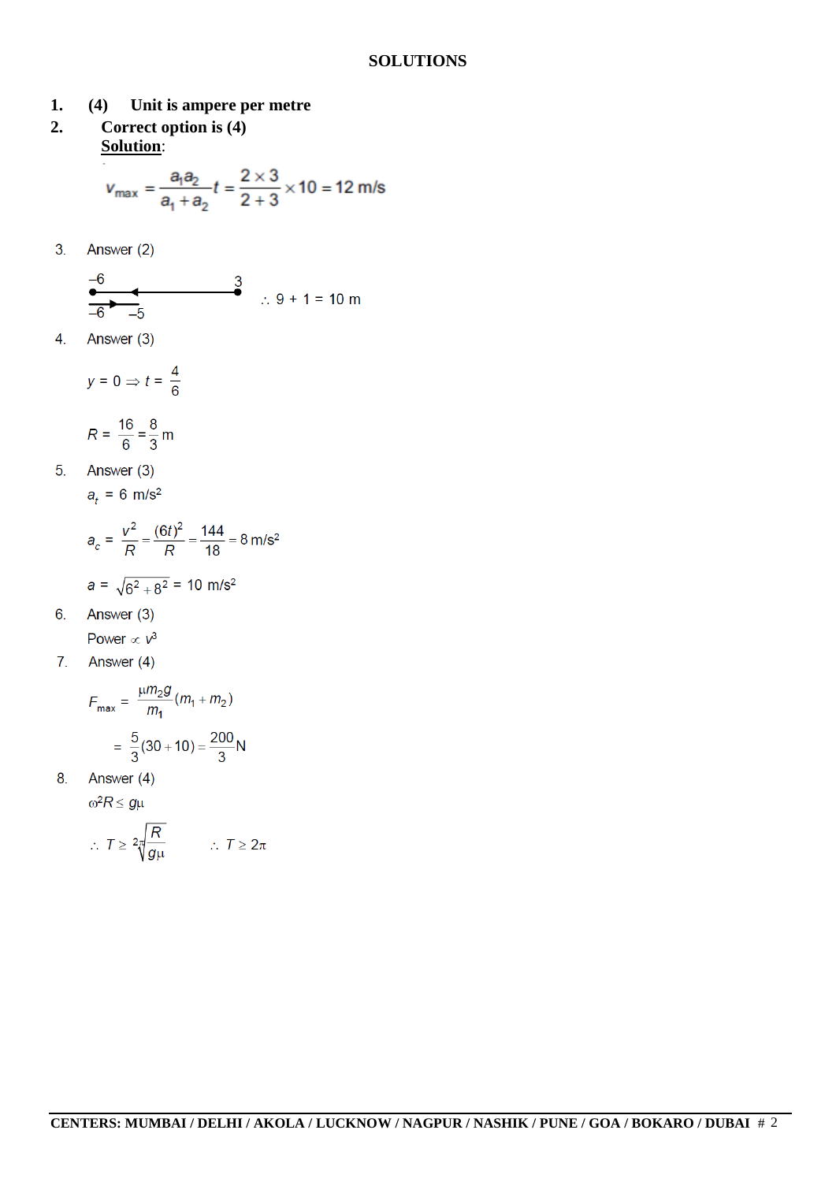# SOLUTIONS

**1.** **(4)** **Unit is ampere per metre**

**2.** **Correct option is (4)**

**Solution**:

$$v_{max} = \frac{a_1 a_2}{a_1 + a_2} t = \frac{2 \times 3}{2+3} \times 10 = 12 \text{ m/s}$$

3. Answer (2)

–6 ———— 3 (arrow towards –6); –6 → –5

$\therefore$ 9 + 1 = 10 m

4. Answer (3)

$y = 0 \Rightarrow t = \frac{4}{6}$

$R = \frac{16}{6} = \frac{8}{3}$ m

5. Answer (3)

$a_t$ = 6 m/s²

$$a_c = \frac{v^2}{R} = \frac{(6t)^2}{R} = \frac{144}{18} = 8 \text{ m/s}^2$$

$a = \sqrt{6^2 + 8^2}$ = 10 m/s²

6. Answer (3)

Power $\propto v^3$

7. Answer (4)

$$F_{max} = \frac{\mu m_2 g}{m_1}(m_1 + m_2)$$

$$= \frac{5}{3}(30+10) = \frac{200}{3} \text{N}$$

8. Answer (4)

$\omega^2 R \le g\mu$

$\therefore T \ge 2\pi\sqrt{\frac{R}{g\mu}}$ $\qquad \therefore T \ge 2\pi$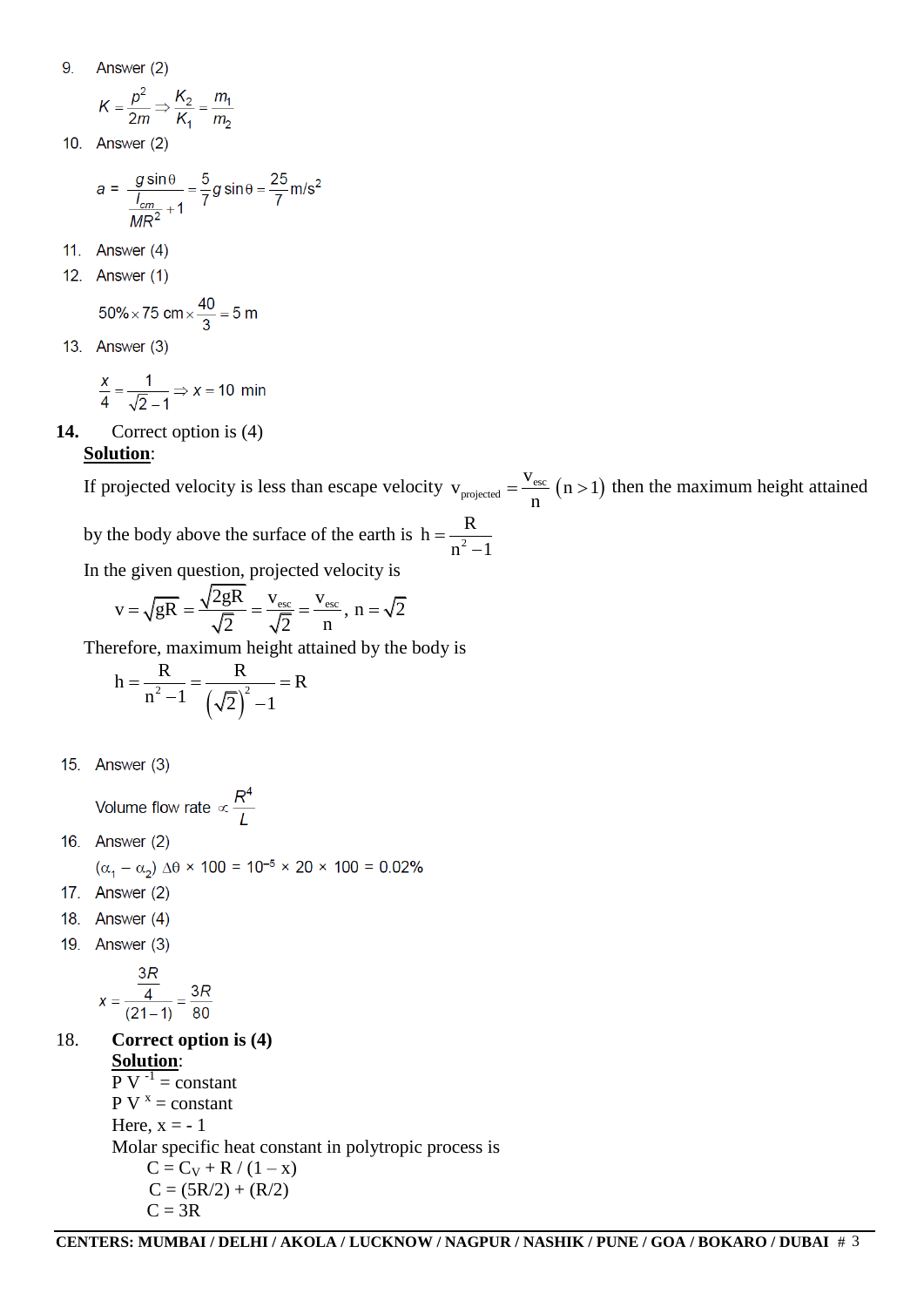9. Answer (2)

$$K = \frac{p^2}{2m} \Rightarrow \frac{K_2}{K_1} = \frac{m_1}{m_2}$$

10. Answer (2)

$$a = \frac{g\sin\theta}{\frac{I_{cm}}{MR^2}+1} = \frac{5}{7}g\sin\theta = \frac{25}{7}\text{m/s}^2$$

11. Answer (4)

12. Answer (1)

$$50\% \times 75\text{ cm} \times \frac{40}{3} = 5\text{ m}$$

13. Answer (3)

$$\frac{x}{4} = \frac{1}{\sqrt{2}-1} \Rightarrow x = 10\text{ min}$$

**14.** Correct option is (4)

**Solution**:

If projected velocity is less than escape velocity $v_{projected} = \frac{v_{esc}}{n}\ (n>1)$ then the maximum height attained by the body above the surface of the earth is $h = \frac{R}{n^2-1}$

In the given question, projected velocity is

$$v = \sqrt{gR} = \frac{\sqrt{2gR}}{\sqrt{2}} = \frac{v_{esc}}{\sqrt{2}} = \frac{v_{esc}}{n},\ n = \sqrt{2}$$

Therefore, maximum height attained by the body is

$$h = \frac{R}{n^2-1} = \frac{R}{\left(\sqrt{2}\right)^2-1} = R$$

15. Answer (3)

$$\text{Volume flow rate} \propto \frac{R^4}{L}$$

16. Answer (2)

$$(\alpha_1 - \alpha_2)\,\Delta\theta \times 100 = 10^{-5} \times 20 \times 100 = 0.02\%$$

17. Answer (2)

18. Answer (4)

19. Answer (3)

$$x = \frac{\frac{3R}{4}}{(21-1)} = \frac{3R}{80}$$

18. **Correct option is (4)**

**Solution**:

$P V^{-1}$ = constant

$P V^{x}$ = constant

Here, x = - 1

Molar specific heat constant in polytropic process is

$C = C_V + R / (1 - x)$

$C = (5R/2) + (R/2)$

$C = 3R$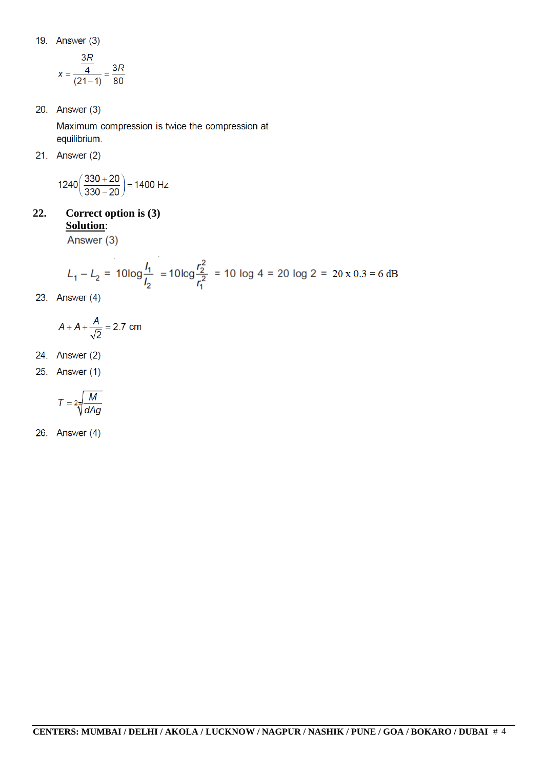19. Answer (3)

$$x = \frac{\frac{3R}{4}}{(21-1)} = \frac{3R}{80}$$

20. Answer (3)

Maximum compression is twice the compression at equilibrium.

21. Answer (2)

$$1240\left(\frac{330+20}{330-20}\right) = 1400 \text{ Hz}$$

**22. Correct option is (3)**

**Solution**:

Answer (3)

$$L_1 - L_2 = 10\log\frac{I_1}{I_2} = 10\log\frac{r_2^2}{r_1^2} = 10 \log 4 = 20 \log 2 = 20 \text{ x } 0.3 = 6 \text{ dB}$$

23. Answer (4)

$$A + A + \frac{A}{\sqrt{2}} = 2.7 \text{ cm}$$

24. Answer (2)

25. Answer (1)

$$T = 2\pi\sqrt{\frac{M}{dAg}}$$

26. Answer (4)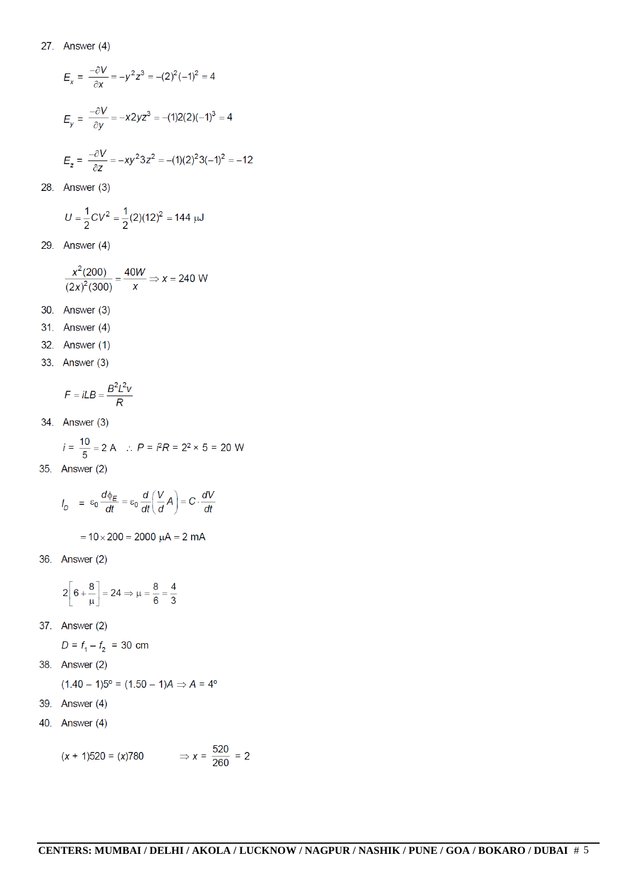27. Answer (4)

$$E_x = \frac{-\partial V}{\partial x} = -y^2z^3 = -(2)^2(-1)^2 = 4$$

$$E_y = \frac{-\partial V}{\partial y} = -x2yz^3 = -(1)2(2)(-1)^3 = 4$$

$$E_z = \frac{-\partial V}{\partial z} = -xy^23z^2 = -(1)(2)^23(-1)^2 = -12$$

28. Answer (3)

$$U = \frac{1}{2}CV^2 = \frac{1}{2}(2)(12)^2 = 144\ \mu\text{J}$$

29. Answer (4)

$$\frac{x^2(200)}{(2x)^2(300)} = \frac{40W}{x} \Rightarrow x = 240\text{ W}$$

30. Answer (3)

31. Answer (4)

32. Answer (1)

33. Answer (3)

$$F = iLB = \frac{B^2L^2v}{R}$$

34. Answer (3)

$$i = \frac{10}{5} = 2\text{ A} \quad \therefore\ P = i^2R = 2^2 \times 5 = 20\text{ W}$$

35. Answer (2)

$$I_D = \varepsilon_0\frac{d\phi_E}{dt} = \varepsilon_0\frac{d}{dt}\left(\frac{V}{d}A\right) = C\cdot\frac{dV}{dt}$$

$$= 10 \times 200 = 2000\ \mu\text{A} = 2\text{ mA}$$

36. Answer (2)

$$2\left[6 + \frac{8}{\mu}\right] = 24 \Rightarrow \mu = \frac{8}{6} = \frac{4}{3}$$

37. Answer (2)

$D = f_1 - f_2 = 30$ cm

38. Answer (2)

$(1.40 - 1)5° = (1.50 - 1)A \Rightarrow A = 4°$

39. Answer (4)

40. Answer (4)

$$(x + 1)520 = (x)780 \qquad \Rightarrow x = \frac{520}{260} = 2$$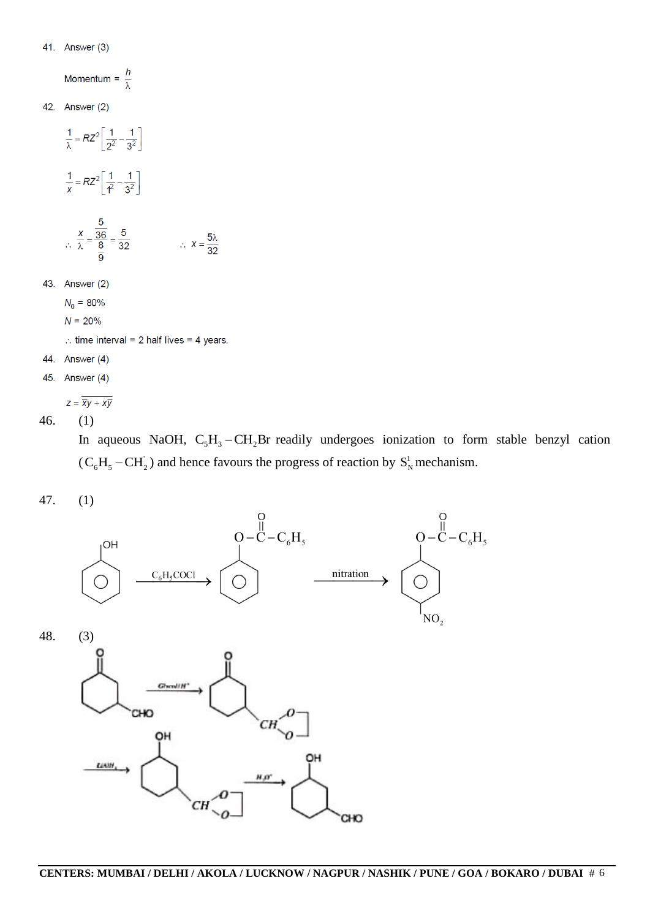41. Answer (3)

Momentum = $\frac{h}{\lambda}$

42. Answer (2)

$$\frac{1}{\lambda} = RZ^2\left[\frac{1}{2^2} - \frac{1}{3^2}\right]$$

$$\frac{1}{x} = RZ^2\left[\frac{1}{1^2} - \frac{1}{3^2}\right]$$

$$\therefore \frac{x}{\lambda} = \frac{\frac{5}{36}}{\frac{8}{9}} = \frac{5}{32} \qquad \therefore x = \frac{5\lambda}{32}$$

43. Answer (2)

$N_0$ = 80%

$N$ = 20%

$\therefore$ time interval = 2 half lives = 4 years.

44. Answer (4)

45. Answer (4)

$z = \overline{x}y + x\overline{y}$

46. (1)

In aqueous NaOH, $C_5H_3 - CH_2Br$ readily undergoes ionization to form stable benzyl cation ($C_6H_5 - \overset{+}{C}H_2$) and hence favours the progress of reaction by $S_N^1$ mechanism.

47. (1)

Phenol $\xrightarrow{C_6H_5COCl}$ Phenyl benzoate ($O-\overset{O}{\overset{||}{C}}-C_6H_5$ on benzene) $\xrightarrow{\text{nitration}}$ p-nitrophenyl benzoate ($O-\overset{O}{\overset{||}{C}}-C_6H_5$ on benzene with $NO_2$ at para position)

48. (3)

2-Formylcyclohexanone (CHO) $\xrightarrow{Glycol/H^+}$ cyclohexanone with $CH$ protected as cyclic acetal (1,3-dioxolane) $\xrightarrow{LiAlH_4}$ cyclohexanol with $CH$ cyclic acetal $\xrightarrow{H_3O^+}$ 2-hydroxycyclohexanecarbaldehyde (OH, CHO)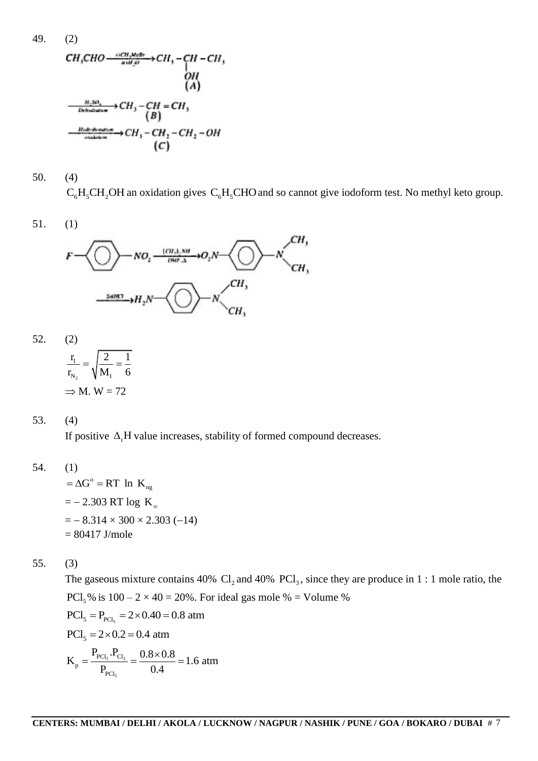49. (2)

$$CH_3CHO \xrightarrow[ii\,H_2O]{i)\,CH_3MgBr} CH_3-\underset{\underset{(A)}{OH}}{\underset{|}{CH}}-CH_3$$

$$\xrightarrow[\text{Dehydration}]{H_2SO_4} \underset{(B)}{CH_3-CH=CH_2}$$

$$\xrightarrow[\text{oxidation}]{\text{Hydroboration}} \underset{(C)}{CH_3-CH_2-CH_2-OH}$$

50. (4)

$C_6H_5CH_2OH$ an oxidation gives $C_6H_5CHO$ and so cannot give iodoform test. No methyl keto group.

51. (1)

$$F-C_6H_4-NO_2 \xrightarrow[DMF\,\Delta]{(CH_3)_2NH} O_2N-C_6H_4-N(CH_3)_2$$

$$\xrightarrow{Sn/HCl} H_2N-C_6H_4-N(CH_3)_2$$

52. (2)

$$\frac{r_1}{r_{N_2}} = \sqrt{\frac{2}{M_1}} = \frac{1}{6}$$

$\Rightarrow$ M. W = 72

53. (4)

If positive $\Delta_f H$ value increases, stability of formed compound decreases.

54. (1)

$= \Delta G^o = RT \ \ln \ K_{ng}$

$= -2.303 \ RT \log \ K_{\infty}$

$= -8.314 \times 300 \times 2.303 \ (-14)$

$= 80417$ J/mole

55. (3)

The gaseous mixture contains 40% $Cl_2$ and 40% $PCl_3$, since they are produce in 1 : 1 mole ratio, the $PCl_5$% is 100 – 2 × 40 = 20%. For ideal gas mole % = Volume %

$PCl_5 = P_{PCl_5} = 2 \times 0.40 = 0.8$ atm

$PCl_5 = 2 \times 0.2 = 0.4$ atm

$$K_p = \frac{P_{PCl_5}.P_{Cl_2}}{P_{PCl_5}} = \frac{0.8 \times 0.8}{0.4} = 1.6 \text{ atm}$$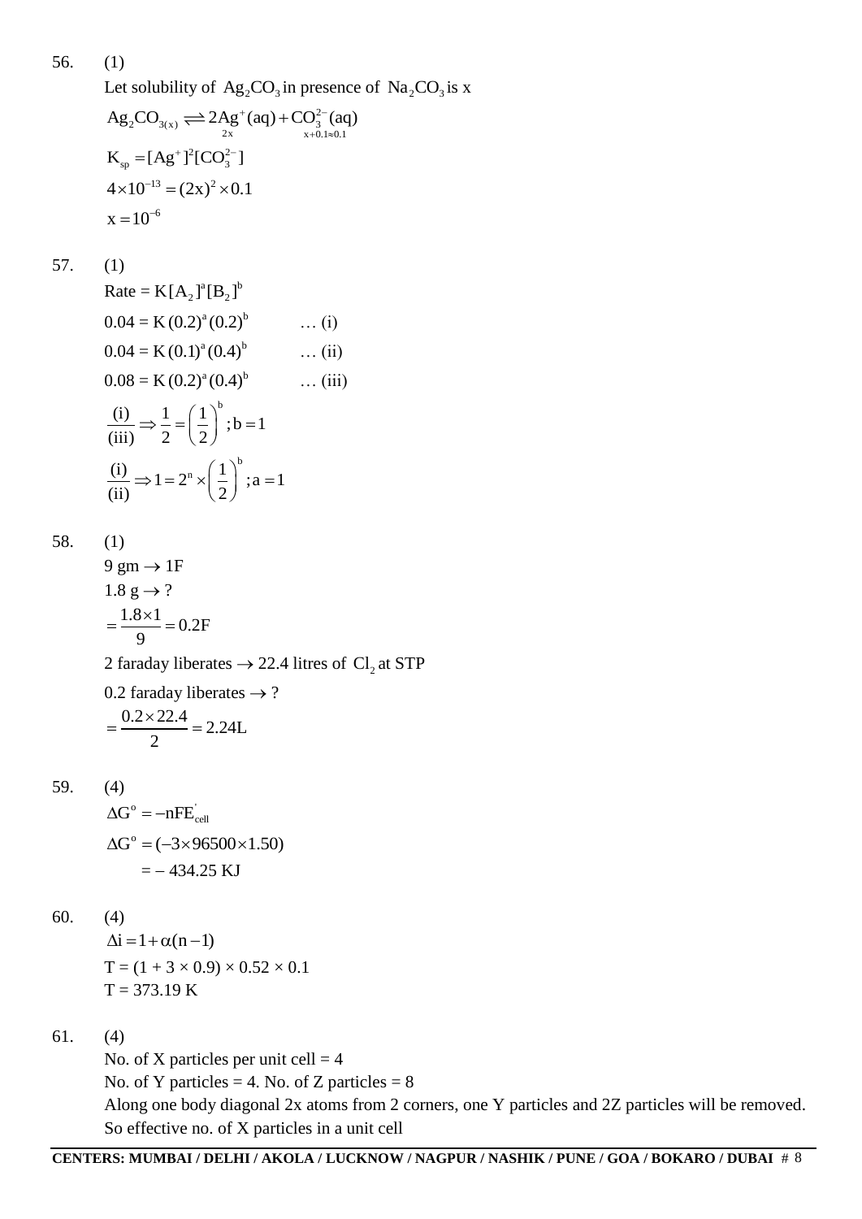56. (1)

Let solubility of $Ag_2CO_3$ in presence of $Na_2CO_3$ is x

$$Ag_2CO_{3(x)} \rightleftharpoons \underset{2x}{2Ag^+(aq)} + \underset{x+0.1\approx 0.1}{CO_3^{2-}(aq)}$$

$$K_{sp} = [Ag^+]^2[CO_3^{2-}]$$

$$4\times 10^{-13} = (2x)^2 \times 0.1$$

$$x = 10^{-6}$$

57. (1)

Rate = $K[A_2]^a[B_2]^b$

$0.04 = K(0.2)^a(0.2)^b$ … (i)

$0.04 = K(0.1)^a(0.4)^b$ … (ii)

$0.08 = K(0.2)^a(0.4)^b$ … (iii)

$$\frac{(i)}{(iii)} \Rightarrow \frac{1}{2} = \left(\frac{1}{2}\right)^b ; b = 1$$

$$\frac{(i)}{(ii)} \Rightarrow 1 = 2^n \times \left(\frac{1}{2}\right)^b ; a = 1$$

58. (1)

9 gm → 1F

1.8 g → ?

$$= \frac{1.8\times 1}{9} = 0.2F$$

2 faraday liberates → 22.4 litres of $Cl_2$ at STP

0.2 faraday liberates → ?

$$= \frac{0.2\times 22.4}{2} = 2.24L$$

59. (4)

$$\Delta G^o = -nFE'_{cell}$$

$$\Delta G^o = (-3\times 96500\times 1.50)$$

$$= -434.25 \text{ KJ}$$

60. (4)

$$\Delta i = 1+\alpha(n-1)$$

T = (1 + 3 × 0.9) × 0.52 × 0.1

T = 373.19 K

61. (4)

No. of X particles per unit cell = 4

No. of Y particles = 4. No. of Z particles = 8

Along one body diagonal 2x atoms from 2 corners, one Y particles and 2Z particles will be removed.

So effective no. of X particles in a unit cell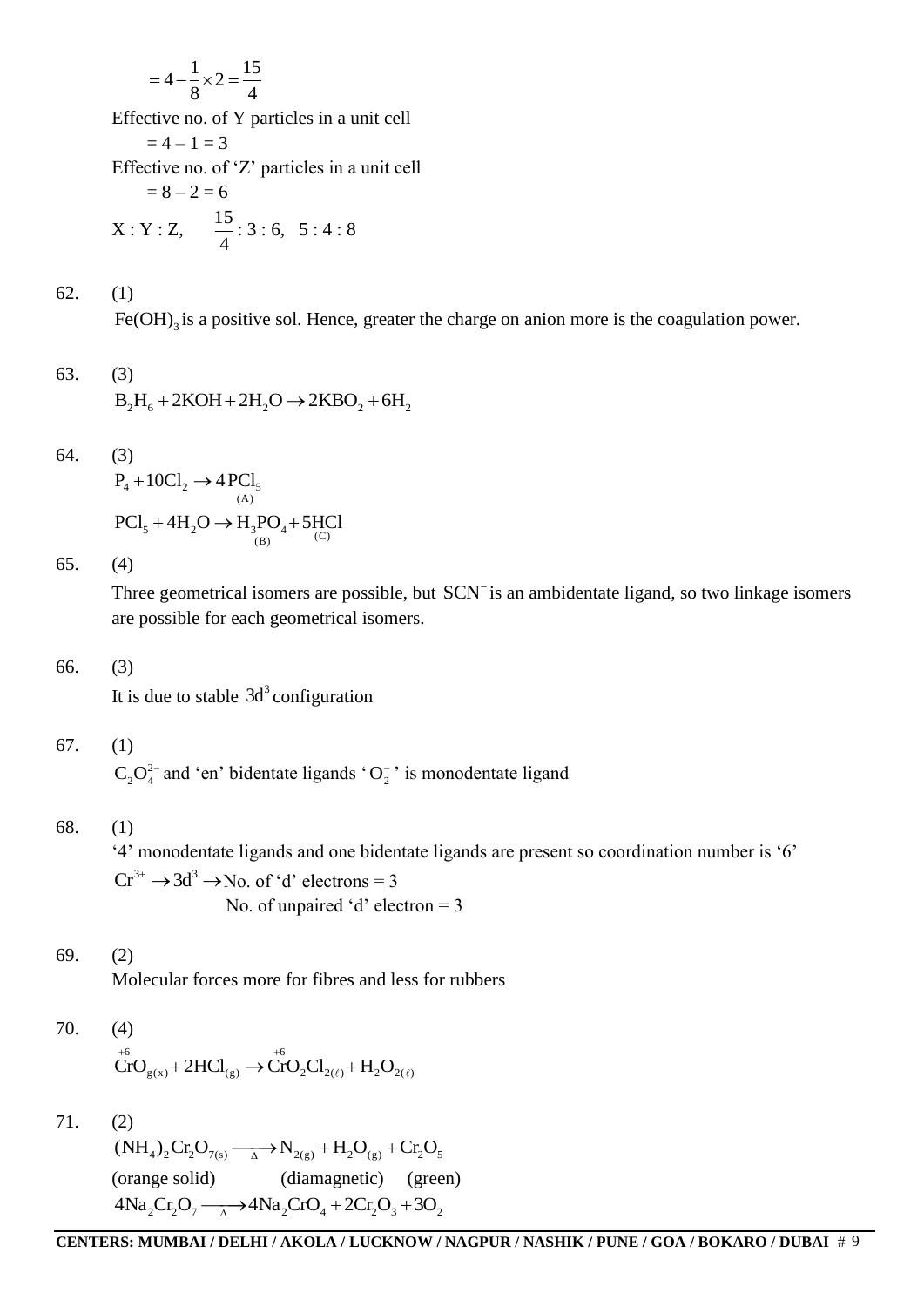$$= 4 - \frac{1}{8} \times 2 = \frac{15}{4}$$

Effective no. of Y particles in a unit cell

$= 4 – 1 = 3$

Effective no. of 'Z' particles in a unit cell

$= 8 – 2 = 6$

X : Y : Z, $\quad \frac{15}{4} : 3 : 6, \quad 5 : 4 : 8$

62. (1)

$Fe(OH)_3$ is a positive sol. Hence, greater the charge on anion more is the coagulation power.

63. (3)

$$B_2H_6 + 2KOH + 2H_2O \rightarrow 2KBO_2 + 6H_2$$

64. (3)

$$P_4 + 10Cl_2 \rightarrow 4\underset{(A)}{PCl_5}$$

$$PCl_5 + 4H_2O \rightarrow \underset{(B)}{H_3PO_4} + 5\underset{(C)}{HCl}$$

65. (4)

Three geometrical isomers are possible, but $SCN^-$ is an ambidentate ligand, so two linkage isomers are possible for each geometrical isomers.

66. (3)

It is due to stable $3d^3$ configuration

67. (1)

$C_2O_4^{2-}$ and 'en' bidentate ligands '$O_2^-$' is monodentate ligand

68. (1)

'4' monodentate ligands and one bidentate ligands are present so coordination number is '6'

$Cr^{3+} \rightarrow 3d^3 \rightarrow$ No. of 'd' electrons = 3

No. of unpaired 'd' electron = 3

69. (2)

Molecular forces more for fibres and less for rubbers

70. (4)

$$\overset{+6}{Cr}O_{g(x)} + 2HCl_{(g)} \rightarrow \overset{+6}{Cr}O_2Cl_{2(\ell)} + H_2O_{2(\ell)}$$

71. (2)

$$(NH_4)_2Cr_2O_{7(s)} \xrightarrow{\Delta} N_{2(g)} + H_2O_{(g)} + Cr_2O_5$$

(orange solid) (diamagnetic) (green)

$$4Na_2Cr_2O_7 \xrightarrow{\Delta} 4Na_2CrO_4 + 2Cr_2O_3 + 3O_2$$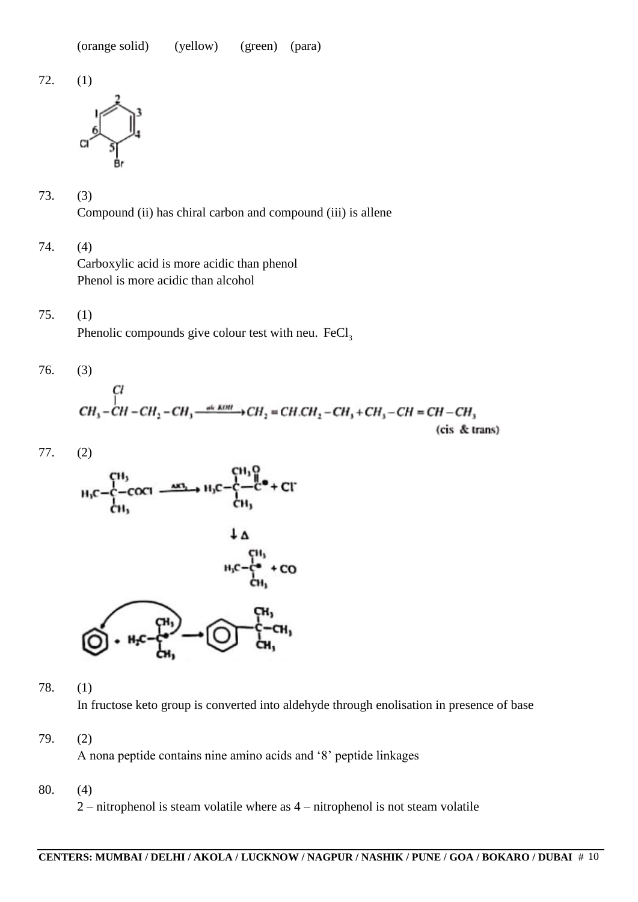(orange solid) (yellow) (green) (para)

72. (1)

73. (3)
Compound (ii) has chiral carbon and compound (iii) is allene

74. (4)
Carboxylic acid is more acidic than phenol
Phenol is more acidic than alcohol

75. (1)
Phenolic compounds give colour test with neu. $FeCl_3$

76. (3)

$$CH_3-\underset{|}{\overset{Cl}{C}}H-CH_2-CH_3 \xrightarrow{alc\ KOH} CH_2=CH.CH_2-CH_3+CH_3-CH=CH-CH_3$$

(cis & trans)

77. (2)

$$H_3C-\underset{CH_3}{\overset{CH_3}{C}}-COCl \xrightarrow{AlCl_3} H_3C-\underset{CH_3}{\overset{CH_3}{C}}-\overset{O}{\overset{\|}{C}}^{\oplus}+Cl^-$$

$$\downarrow \Delta$$

$$H_3C-\underset{CH_3}{\overset{CH_3}{C}}^{\oplus}+CO$$

$$C_6H_6 + H_3C-\underset{CH_3}{\overset{CH_3}{C}}^{\oplus} \longrightarrow C_6H_5-\underset{CH_3}{\overset{CH_3}{C}}-CH_3$$

78. (1)
In fructose keto group is converted into aldehyde through enolisation in presence of base

79. (2)
A nona peptide contains nine amino acids and '8' peptide linkages

80. (4)
2 – nitrophenol is steam volatile where as 4 – nitrophenol is not steam volatile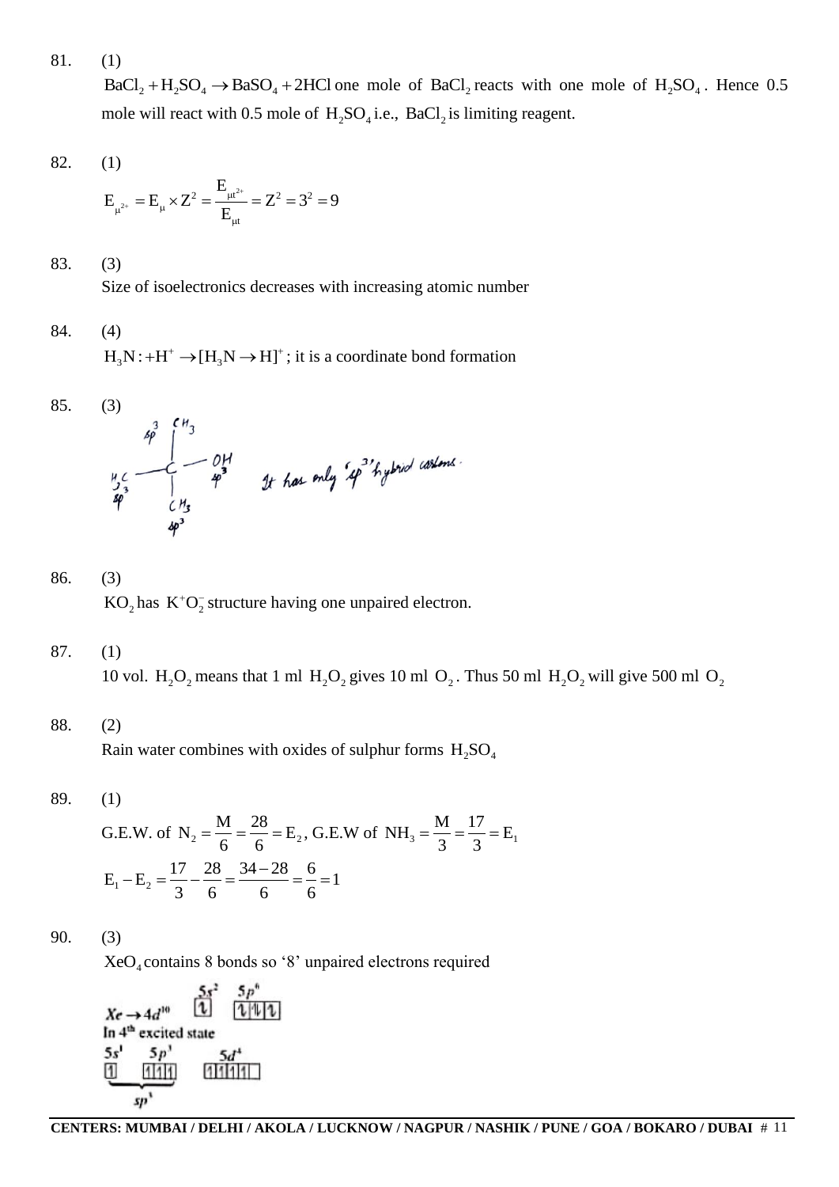81. (1)

$BaCl_2 + H_2SO_4 \rightarrow BaSO_4 + 2HCl$ one mole of $BaCl_2$ reacts with one mole of $H_2SO_4$. Hence 0.5 mole will react with 0.5 mole of $H_2SO_4$ i.e., $BaCl_2$ is limiting reagent.

82. (1)

$$E_{\mu^{2+}} = E_{\mu} \times Z^2 = \frac{E_{\mu t^{2+}}}{E_{\mu t}} = Z^2 = 3^2 = 9$$

83. (3)

Size of isoelectronics decreases with increasing atomic number

84. (4)

$H_3N: + H^+ \rightarrow [H_3N \rightarrow H]^+$; it is a coordinate bond formation

85. (3)

$(CH_3)_3C{-}OH$: each $CH_3$ carbon is $sp^3$, the central C is $sp^3$, and OH is marked $sp^3$.

It has only '$sp^3$' hybrid carbons.

86. (3)

$KO_2$ has $K^+O_2^-$ structure having one unpaired electron.

87. (1)

10 vol. $H_2O_2$ means that 1 ml $H_2O_2$ gives 10 ml $O_2$. Thus 50 ml $H_2O_2$ will give 500 ml $O_2$

88. (2)

Rain water combines with oxides of sulphur forms $H_2SO_4$

89. (1)

G.E.W. of $N_2 = \frac{M}{6} = \frac{28}{6} = E_2$, G.E.W of $NH_3 = \frac{M}{3} = \frac{17}{3} = E_1$

$$E_1 - E_2 = \frac{17}{3} - \frac{28}{6} = \frac{34-28}{6} = \frac{6}{6} = 1$$

90. (3)

$XeO_4$ contains 8 bonds so '8' unpaired electrons required

$Xe \rightarrow 4d^{10}$ $5s^2$ $5p^6$

In 4[th] excited state

$5s^1$ $5p^3$ $5d^4$

$sp^3$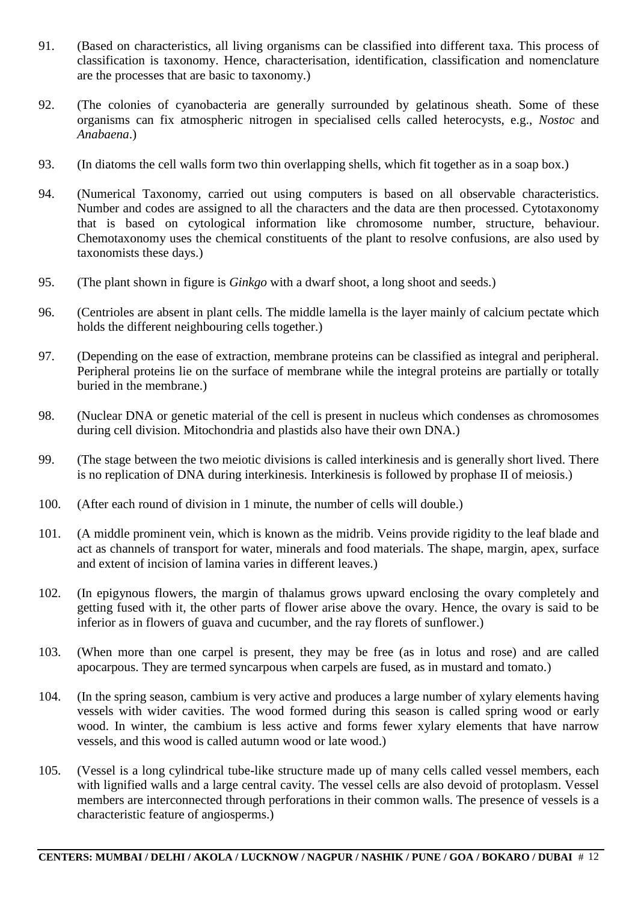91. (Based on characteristics, all living organisms can be classified into different taxa. This process of classification is taxonomy. Hence, characterisation, identification, classification and nomenclature are the processes that are basic to taxonomy.)

92. (The colonies of cyanobacteria are generally surrounded by gelatinous sheath. Some of these organisms can fix atmospheric nitrogen in specialised cells called heterocysts, e.g., *Nostoc* and *Anabaena*.)

93. (In diatoms the cell walls form two thin overlapping shells, which fit together as in a soap box.)

94. (Numerical Taxonomy, carried out using computers is based on all observable characteristics. Number and codes are assigned to all the characters and the data are then processed. Cytotaxonomy that is based on cytological information like chromosome number, structure, behaviour. Chemotaxonomy uses the chemical constituents of the plant to resolve confusions, are also used by taxonomists these days.)

95. (The plant shown in figure is *Ginkgo* with a dwarf shoot, a long shoot and seeds.)

96. (Centrioles are absent in plant cells. The middle lamella is the layer mainly of calcium pectate which holds the different neighbouring cells together.)

97. (Depending on the ease of extraction, membrane proteins can be classified as integral and peripheral. Peripheral proteins lie on the surface of membrane while the integral proteins are partially or totally buried in the membrane.)

98. (Nuclear DNA or genetic material of the cell is present in nucleus which condenses as chromosomes during cell division. Mitochondria and plastids also have their own DNA.)

99. (The stage between the two meiotic divisions is called interkinesis and is generally short lived. There is no replication of DNA during interkinesis. Interkinesis is followed by prophase II of meiosis.)

100. (After each round of division in 1 minute, the number of cells will double.)

101. (A middle prominent vein, which is known as the midrib. Veins provide rigidity to the leaf blade and act as channels of transport for water, minerals and food materials. The shape, margin, apex, surface and extent of incision of lamina varies in different leaves.)

102. (In epigynous flowers, the margin of thalamus grows upward enclosing the ovary completely and getting fused with it, the other parts of flower arise above the ovary. Hence, the ovary is said to be inferior as in flowers of guava and cucumber, and the ray florets of sunflower.)

103. (When more than one carpel is present, they may be free (as in lotus and rose) and are called apocarpous. They are termed syncarpous when carpels are fused, as in mustard and tomato.)

104. (In the spring season, cambium is very active and produces a large number of xylary elements having vessels with wider cavities. The wood formed during this season is called spring wood or early wood. In winter, the cambium is less active and forms fewer xylary elements that have narrow vessels, and this wood is called autumn wood or late wood.)

105. (Vessel is a long cylindrical tube-like structure made up of many cells called vessel members, each with lignified walls and a large central cavity. The vessel cells are also devoid of protoplasm. Vessel members are interconnected through perforations in their common walls. The presence of vessels is a characteristic feature of angiosperms.)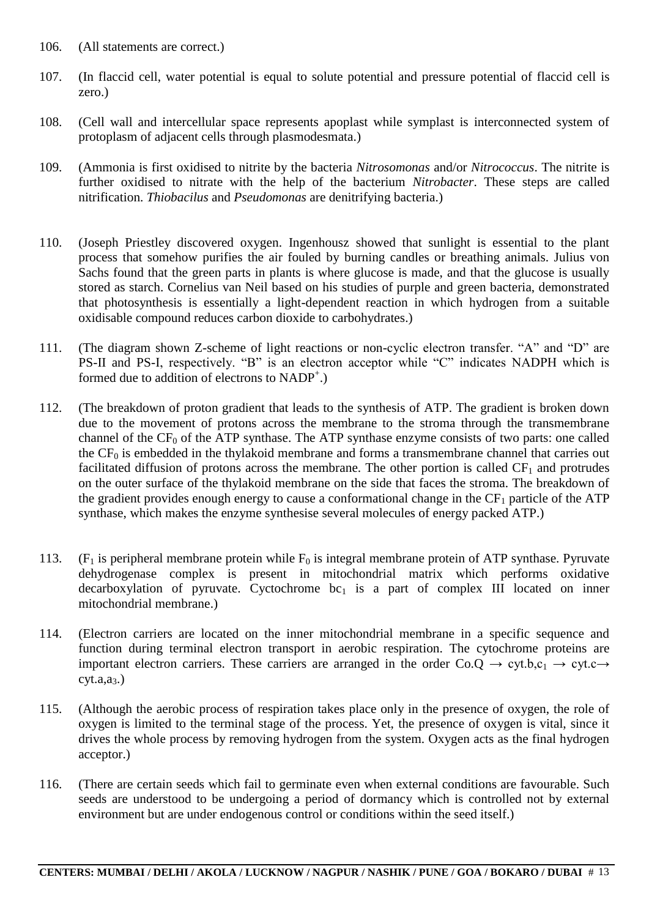106. (All statements are correct.)

107. (In flaccid cell, water potential is equal to solute potential and pressure potential of flaccid cell is zero.)

108. (Cell wall and intercellular space represents apoplast while symplast is interconnected system of protoplasm of adjacent cells through plasmodesmata.)

109. (Ammonia is first oxidised to nitrite by the bacteria *Nitrosomonas* and/or *Nitrococcus*. The nitrite is further oxidised to nitrate with the help of the bacterium *Nitrobacter*. These steps are called nitrification. *Thiobacilus* and *Pseudomonas* are denitrifying bacteria.)

110. (Joseph Priestley discovered oxygen. Ingenhousz showed that sunlight is essential to the plant process that somehow purifies the air fouled by burning candles or breathing animals. Julius von Sachs found that the green parts in plants is where glucose is made, and that the glucose is usually stored as starch. Cornelius van Neil based on his studies of purple and green bacteria, demonstrated that photosynthesis is essentially a light-dependent reaction in which hydrogen from a suitable oxidisable compound reduces carbon dioxide to carbohydrates.)

111. (The diagram shown Z-scheme of light reactions or non-cyclic electron transfer. "A" and "D" are PS-II and PS-I, respectively. "B" is an electron acceptor while "C" indicates NADPH which is formed due to addition of electrons to $NADP^+$.)

112. (The breakdown of proton gradient that leads to the synthesis of ATP. The gradient is broken down due to the movement of protons across the membrane to the stroma through the transmembrane channel of the $CF_0$ of the ATP synthase. The ATP synthase enzyme consists of two parts: one called the $CF_0$ is embedded in the thylakoid membrane and forms a transmembrane channel that carries out facilitated diffusion of protons across the membrane. The other portion is called $CF_1$ and protrudes on the outer surface of the thylakoid membrane on the side that faces the stroma. The breakdown of the gradient provides enough energy to cause a conformational change in the $CF_1$ particle of the ATP synthase, which makes the enzyme synthesise several molecules of energy packed ATP.)

113. ($F_1$ is peripheral membrane protein while $F_0$ is integral membrane protein of ATP synthase. Pyruvate dehydrogenase complex is present in mitochondrial matrix which performs oxidative decarboxylation of pyruvate. Cyctochrome $bc_1$ is a part of complex III located on inner mitochondrial membrane.)

114. (Electron carriers are located on the inner mitochondrial membrane in a specific sequence and function during terminal electron transport in aerobic respiration. The cytochrome proteins are important electron carriers. These carriers are arranged in the order Co.Q $\rightarrow$ cyt.b,$c_1$ $\rightarrow$ cyt.c$\rightarrow$ cyt.a,$a_3$.)

115. (Although the aerobic process of respiration takes place only in the presence of oxygen, the role of oxygen is limited to the terminal stage of the process. Yet, the presence of oxygen is vital, since it drives the whole process by removing hydrogen from the system. Oxygen acts as the final hydrogen acceptor.)

116. (There are certain seeds which fail to germinate even when external conditions are favourable. Such seeds are understood to be undergoing a period of dormancy which is controlled not by external environment but are under endogenous control or conditions within the seed itself.)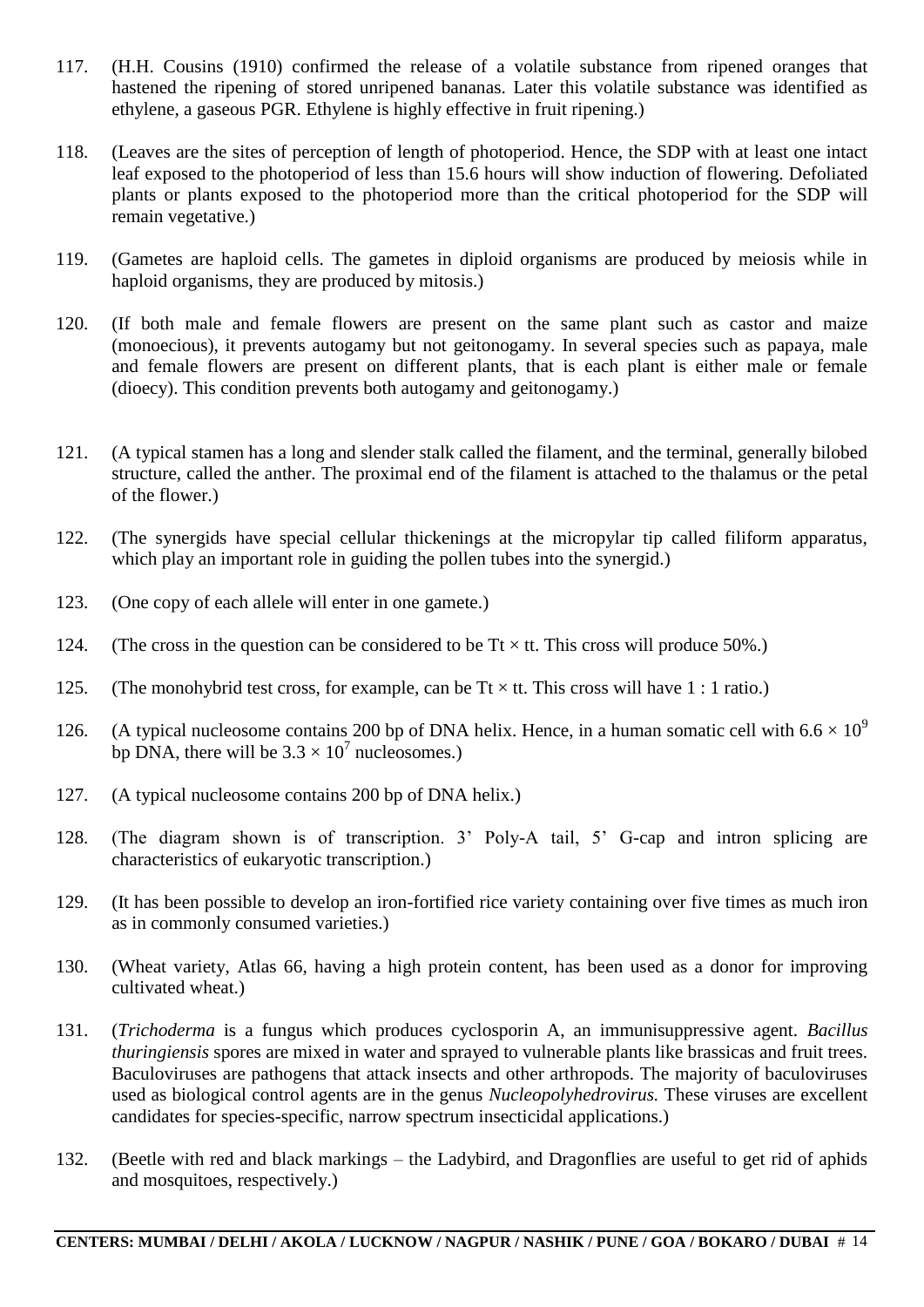117. (H.H. Cousins (1910) confirmed the release of a volatile substance from ripened oranges that hastened the ripening of stored unripened bananas. Later this volatile substance was identified as ethylene, a gaseous PGR. Ethylene is highly effective in fruit ripening.)

118. (Leaves are the sites of perception of length of photoperiod. Hence, the SDP with at least one intact leaf exposed to the photoperiod of less than 15.6 hours will show induction of flowering. Defoliated plants or plants exposed to the photoperiod more than the critical photoperiod for the SDP will remain vegetative.)

119. (Gametes are haploid cells. The gametes in diploid organisms are produced by meiosis while in haploid organisms, they are produced by mitosis.)

120. (If both male and female flowers are present on the same plant such as castor and maize (monoecious), it prevents autogamy but not geitonogamy. In several species such as papaya, male and female flowers are present on different plants, that is each plant is either male or female (dioecy). This condition prevents both autogamy and geitonogamy.)

121. (A typical stamen has a long and slender stalk called the filament, and the terminal, generally bilobed structure, called the anther. The proximal end of the filament is attached to the thalamus or the petal of the flower.)

122. (The synergids have special cellular thickenings at the micropylar tip called filiform apparatus, which play an important role in guiding the pollen tubes into the synergid.)

123. (One copy of each allele will enter in one gamete.)

124. (The cross in the question can be considered to be Tt × tt. This cross will produce 50%.)

125. (The monohybrid test cross, for example, can be Tt × tt. This cross will have 1 : 1 ratio.)

126. (A typical nucleosome contains 200 bp of DNA helix. Hence, in a human somatic cell with $6.6 \times 10^9$ bp DNA, there will be $3.3 \times 10^7$ nucleosomes.)

127. (A typical nucleosome contains 200 bp of DNA helix.)

128. (The diagram shown is of transcription. 3' Poly-A tail, 5' G-cap and intron splicing are characteristics of eukaryotic transcription.)

129. (It has been possible to develop an iron-fortified rice variety containing over five times as much iron as in commonly consumed varieties.)

130. (Wheat variety, Atlas 66, having a high protein content, has been used as a donor for improving cultivated wheat.)

131. (*Trichoderma* is a fungus which produces cyclosporin A, an immunisuppressive agent. *Bacillus thuringiensis* spores are mixed in water and sprayed to vulnerable plants like brassicas and fruit trees. Baculoviruses are pathogens that attack insects and other arthropods. The majority of baculoviruses used as biological control agents are in the genus *Nucleopolyhedrovirus.* These viruses are excellent candidates for species-specific, narrow spectrum insecticidal applications.)

132. (Beetle with red and black markings – the Ladybird, and Dragonflies are useful to get rid of aphids and mosquitoes, respectively.)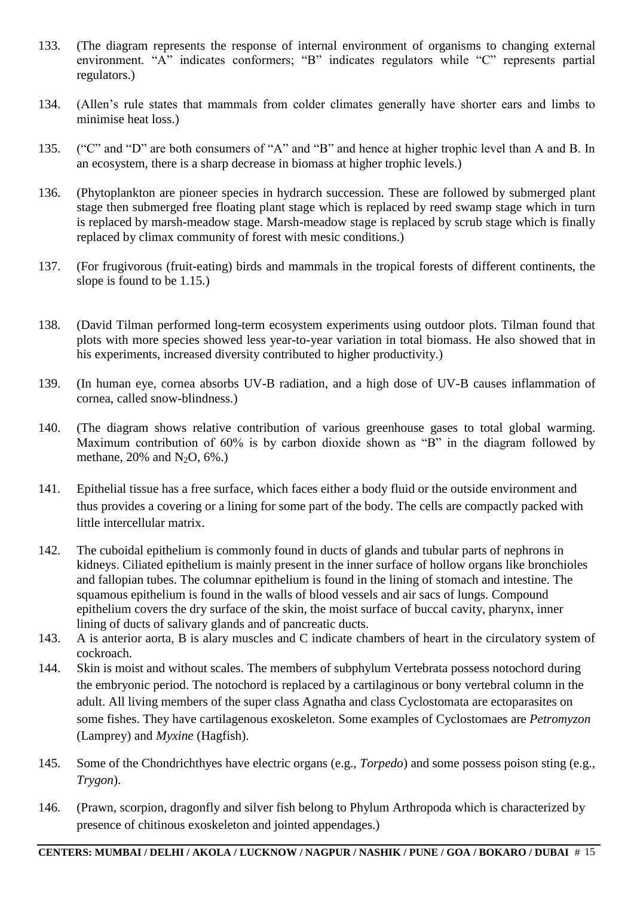133. (The diagram represents the response of internal environment of organisms to changing external environment. "A" indicates conformers; "B" indicates regulators while "C" represents partial regulators.)

134. (Allen's rule states that mammals from colder climates generally have shorter ears and limbs to minimise heat loss.)

135. ("C" and "D" are both consumers of "A" and "B" and hence at higher trophic level than A and B. In an ecosystem, there is a sharp decrease in biomass at higher trophic levels.)

136. (Phytoplankton are pioneer species in hydrarch succession. These are followed by submerged plant stage then submerged free floating plant stage which is replaced by reed swamp stage which in turn is replaced by marsh-meadow stage. Marsh-meadow stage is replaced by scrub stage which is finally replaced by climax community of forest with mesic conditions.)

137. (For frugivorous (fruit-eating) birds and mammals in the tropical forests of different continents, the slope is found to be 1.15.)

138. (David Tilman performed long-term ecosystem experiments using outdoor plots. Tilman found that plots with more species showed less year-to-year variation in total biomass. He also showed that in his experiments, increased diversity contributed to higher productivity.)

139. (In human eye, cornea absorbs UV-B radiation, and a high dose of UV-B causes inflammation of cornea, called snow-blindness.)

140. (The diagram shows relative contribution of various greenhouse gases to total global warming. Maximum contribution of 60% is by carbon dioxide shown as "B" in the diagram followed by methane, 20% and $N_2O$, 6%.)

141. Epithelial tissue has a free surface, which faces either a body fluid or the outside environment and thus provides a covering or a lining for some part of the body. The cells are compactly packed with little intercellular matrix.

142. The cuboidal epithelium is commonly found in ducts of glands and tubular parts of nephrons in kidneys. Ciliated epithelium is mainly present in the inner surface of hollow organs like bronchioles and fallopian tubes. The columnar epithelium is found in the lining of stomach and intestine. The squamous epithelium is found in the walls of blood vessels and air sacs of lungs. Compound epithelium covers the dry surface of the skin, the moist surface of buccal cavity, pharynx, inner lining of ducts of salivary glands and of pancreatic ducts.

143. A is anterior aorta, B is alary muscles and C indicate chambers of heart in the circulatory system of cockroach.

144. Skin is moist and without scales. The members of subphylum Vertebrata possess notochord during the embryonic period. The notochord is replaced by a cartilaginous or bony vertebral column in the adult. All living members of the super class Agnatha and class Cyclostomata are ectoparasites on some fishes. They have cartilagenous exoskeleton. Some examples of Cyclostomaes are *Petromyzon* (Lamprey) and *Myxine* (Hagfish).

145. Some of the Chondrichthyes have electric organs (e.g., *Torpedo*) and some possess poison sting (e.g., *Trygon*).

146. (Prawn, scorpion, dragonfly and silver fish belong to Phylum Arthropoda which is characterized by presence of chitinous exoskeleton and jointed appendages.)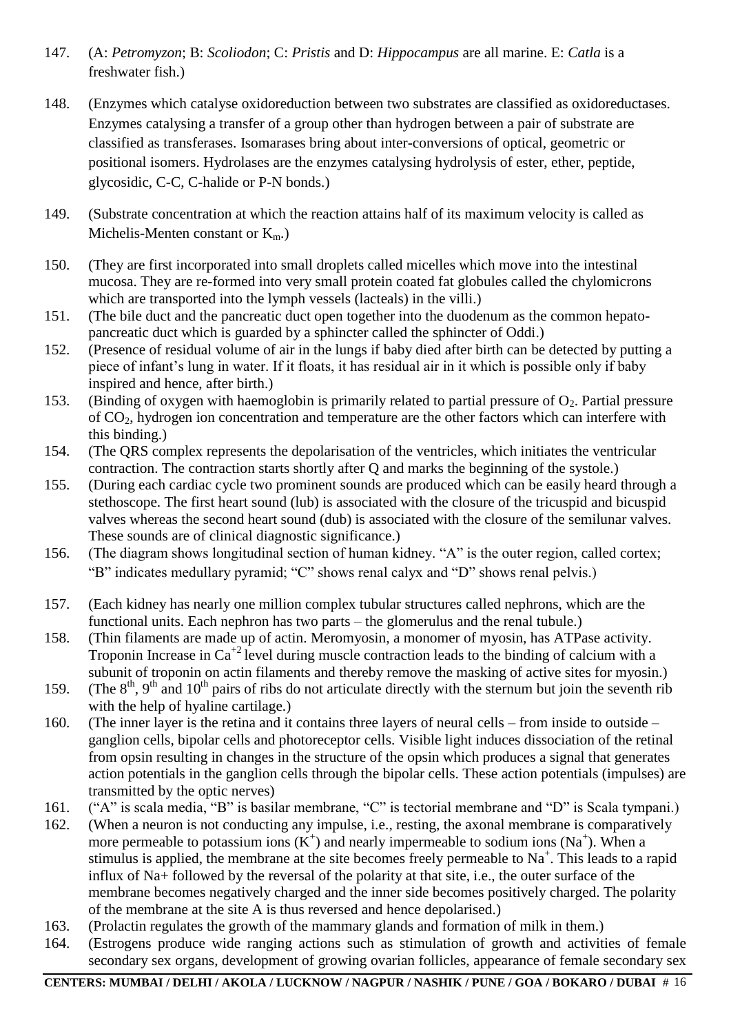147. (A: *Petromyzon*; B: *Scoliodon*; C: *Pristis* and D: *Hippocampus* are all marine. E: *Catla* is a freshwater fish.)

148. (Enzymes which catalyse oxidoreduction between two substrates are classified as oxidoreductases. Enzymes catalysing a transfer of a group other than hydrogen between a pair of substrate are classified as transferases. Isomarases bring about inter-conversions of optical, geometric or positional isomers. Hydrolases are the enzymes catalysing hydrolysis of ester, ether, peptide, glycosidic, C-C, C-halide or P-N bonds.)

149. (Substrate concentration at which the reaction attains half of its maximum velocity is called as Michelis-Menten constant or $K_m$.)

150. (They are first incorporated into small droplets called micelles which move into the intestinal mucosa. They are re-formed into very small protein coated fat globules called the chylomicrons which are transported into the lymph vessels (lacteals) in the villi.)

151. (The bile duct and the pancreatic duct open together into the duodenum as the common hepato-pancreatic duct which is guarded by a sphincter called the sphincter of Oddi.)

152. (Presence of residual volume of air in the lungs if baby died after birth can be detected by putting a piece of infant's lung in water. If it floats, it has residual air in it which is possible only if baby inspired and hence, after birth.)

153. (Binding of oxygen with haemoglobin is primarily related to partial pressure of $O_2$. Partial pressure of $CO_2$, hydrogen ion concentration and temperature are the other factors which can interfere with this binding.)

154. (The QRS complex represents the depolarisation of the ventricles, which initiates the ventricular contraction. The contraction starts shortly after Q and marks the beginning of the systole.)

155. (During each cardiac cycle two prominent sounds are produced which can be easily heard through a stethoscope. The first heart sound (lub) is associated with the closure of the tricuspid and bicuspid valves whereas the second heart sound (dub) is associated with the closure of the semilunar valves. These sounds are of clinical diagnostic significance.)

156. (The diagram shows longitudinal section of human kidney. "A" is the outer region, called cortex; "B" indicates medullary pyramid; "C" shows renal calyx and "D" shows renal pelvis.)

157. (Each kidney has nearly one million complex tubular structures called nephrons, which are the functional units. Each nephron has two parts – the glomerulus and the renal tubule.)

158. (Thin filaments are made up of actin. Meromyosin, a monomer of myosin, has ATPase activity. Troponin Increase in $Ca^{+2}$ level during muscle contraction leads to the binding of calcium with a subunit of troponin on actin filaments and thereby remove the masking of active sites for myosin.)

159. (The $8^{th}$, $9^{th}$ and $10^{th}$ pairs of ribs do not articulate directly with the sternum but join the seventh rib with the help of hyaline cartilage.)

160. (The inner layer is the retina and it contains three layers of neural cells – from inside to outside – ganglion cells, bipolar cells and photoreceptor cells. Visible light induces dissociation of the retinal from opsin resulting in changes in the structure of the opsin which produces a signal that generates action potentials in the ganglion cells through the bipolar cells. These action potentials (impulses) are transmitted by the optic nerves)

161. ("A" is scala media, "B" is basilar membrane, "C" is tectorial membrane and "D" is Scala tympani.)

162. (When a neuron is not conducting any impulse, i.e., resting, the axonal membrane is comparatively more permeable to potassium ions ($K^+$) and nearly impermeable to sodium ions ($Na^+$). When a stimulus is applied, the membrane at the site becomes freely permeable to $Na^+$. This leads to a rapid influx of Na+ followed by the reversal of the polarity at that site, i.e., the outer surface of the membrane becomes negatively charged and the inner side becomes positively charged. The polarity of the membrane at the site A is thus reversed and hence depolarised.)

163. (Prolactin regulates the growth of the mammary glands and formation of milk in them.)

164. (Estrogens produce wide ranging actions such as stimulation of growth and activities of female secondary sex organs, development of growing ovarian follicles, appearance of female secondary sex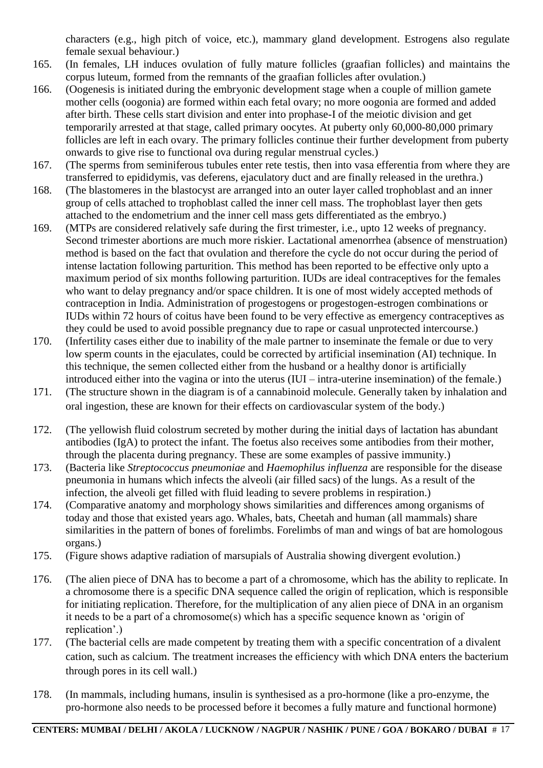characters (e.g., high pitch of voice, etc.), mammary gland development. Estrogens also regulate female sexual behaviour.)

165. (In females, LH induces ovulation of fully mature follicles (graafian follicles) and maintains the corpus luteum, formed from the remnants of the graafian follicles after ovulation.)

166. (Oogenesis is initiated during the embryonic development stage when a couple of million gamete mother cells (oogonia) are formed within each fetal ovary; no more oogonia are formed and added after birth. These cells start division and enter into prophase-I of the meiotic division and get temporarily arrested at that stage, called primary oocytes. At puberty only 60,000-80,000 primary follicles are left in each ovary. The primary follicles continue their further development from puberty onwards to give rise to functional ova during regular menstrual cycles.)

167. (The sperms from seminiferous tubules enter rete testis, then into vasa efferentia from where they are transferred to epididymis, vas deferens, ejaculatory duct and are finally released in the urethra.)

168. (The blastomeres in the blastocyst are arranged into an outer layer called trophoblast and an inner group of cells attached to trophoblast called the inner cell mass. The trophoblast layer then gets attached to the endometrium and the inner cell mass gets differentiated as the embryo.)

169. (MTPs are considered relatively safe during the first trimester, i.e., upto 12 weeks of pregnancy. Second trimester abortions are much more riskier. Lactational amenorrhea (absence of menstruation) method is based on the fact that ovulation and therefore the cycle do not occur during the period of intense lactation following parturition. This method has been reported to be effective only upto a maximum period of six months following parturition. IUDs are ideal contraceptives for the females who want to delay pregnancy and/or space children. It is one of most widely accepted methods of contraception in India. Administration of progestogens or progestogen-estrogen combinations or IUDs within 72 hours of coitus have been found to be very effective as emergency contraceptives as they could be used to avoid possible pregnancy due to rape or casual unprotected intercourse.)

170. (Infertility cases either due to inability of the male partner to inseminate the female or due to very low sperm counts in the ejaculates, could be corrected by artificial insemination (AI) technique. In this technique, the semen collected either from the husband or a healthy donor is artificially introduced either into the vagina or into the uterus (IUI – intra-uterine insemination) of the female.)

171. (The structure shown in the diagram is of a cannabinoid molecule. Generally taken by inhalation and oral ingestion, these are known for their effects on cardiovascular system of the body.)

172. (The yellowish fluid colostrum secreted by mother during the initial days of lactation has abundant antibodies (IgA) to protect the infant. The foetus also receives some antibodies from their mother, through the placenta during pregnancy. These are some examples of passive immunity.)

173. (Bacteria like *Streptococcus pneumoniae* and *Haemophilus influenza* are responsible for the disease pneumonia in humans which infects the alveoli (air filled sacs) of the lungs. As a result of the infection, the alveoli get filled with fluid leading to severe problems in respiration.)

174. (Comparative anatomy and morphology shows similarities and differences among organisms of today and those that existed years ago. Whales, bats, Cheetah and human (all mammals) share similarities in the pattern of bones of forelimbs. Forelimbs of man and wings of bat are homologous organs.)

175. (Figure shows adaptive radiation of marsupials of Australia showing divergent evolution.)

176. (The alien piece of DNA has to become a part of a chromosome, which has the ability to replicate. In a chromosome there is a specific DNA sequence called the origin of replication, which is responsible for initiating replication. Therefore, for the multiplication of any alien piece of DNA in an organism it needs to be a part of a chromosome(s) which has a specific sequence known as 'origin of replication'.)

177. (The bacterial cells are made competent by treating them with a specific concentration of a divalent cation, such as calcium. The treatment increases the efficiency with which DNA enters the bacterium through pores in its cell wall.)

178. (In mammals, including humans, insulin is synthesised as a pro-hormone (like a pro-enzyme, the pro-hormone also needs to be processed before it becomes a fully mature and functional hormone)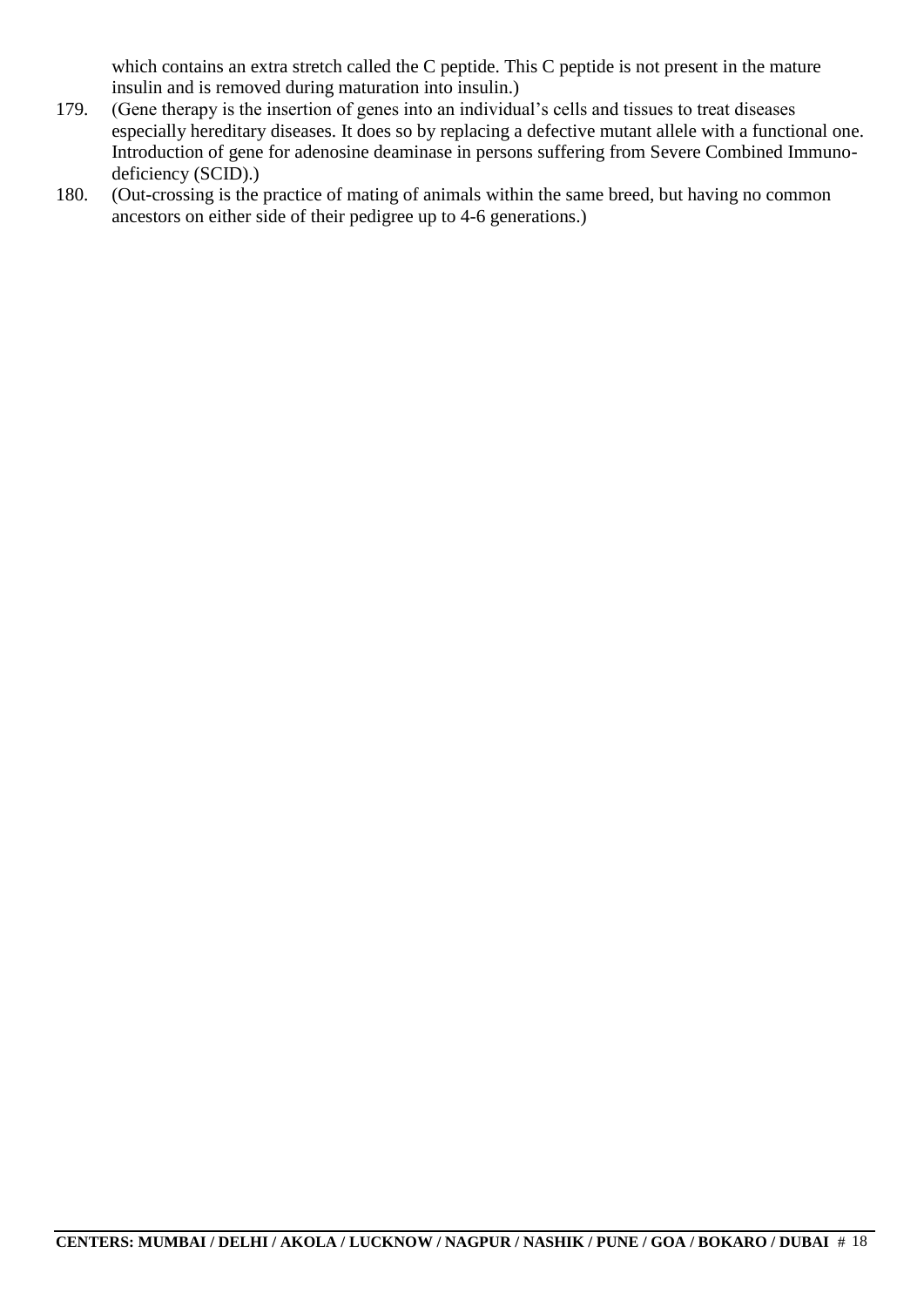which contains an extra stretch called the C peptide. This C peptide is not present in the mature insulin and is removed during maturation into insulin.)

179. (Gene therapy is the insertion of genes into an individual's cells and tissues to treat diseases especially hereditary diseases. It does so by replacing a defective mutant allele with a functional one. Introduction of gene for adenosine deaminase in persons suffering from Severe Combined Immuno-deficiency (SCID).)

180. (Out-crossing is the practice of mating of animals within the same breed, but having no common ancestors on either side of their pedigree up to 4-6 generations.)